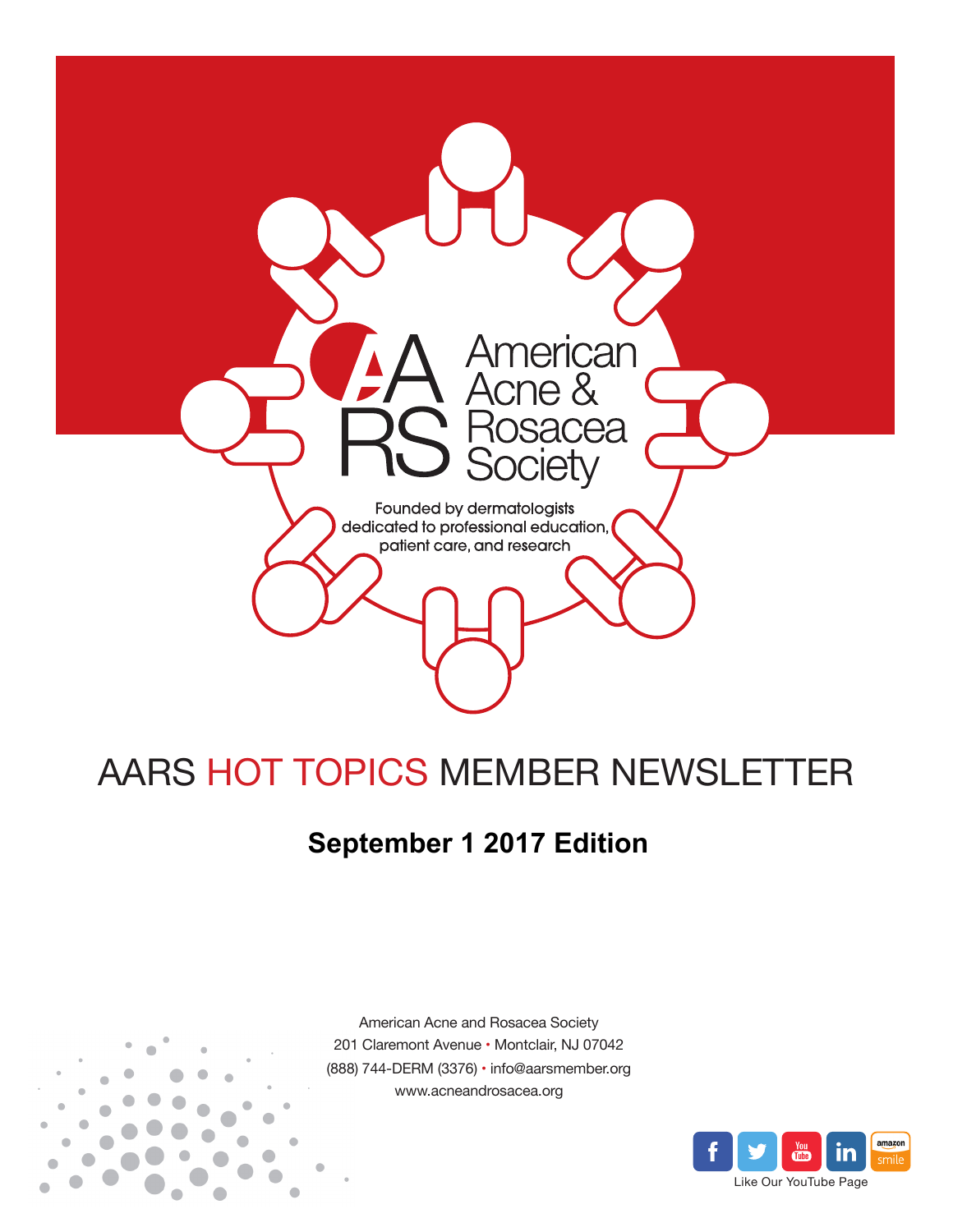American Acne & Rosacea Society

Founded by dermatologists dedicated to professional education, patient care, and research

# AARS HOT TOPICS MEMBER NEWSLETTER

## September 1 2017 Edition

American Acne and Rosacea Society
201 Claremont Avenue • Montclair, NJ 07042
(888) 744-DERM (3376) • info@aarsmember.org
www.acneandrosacea.org

Like Our YouTube Page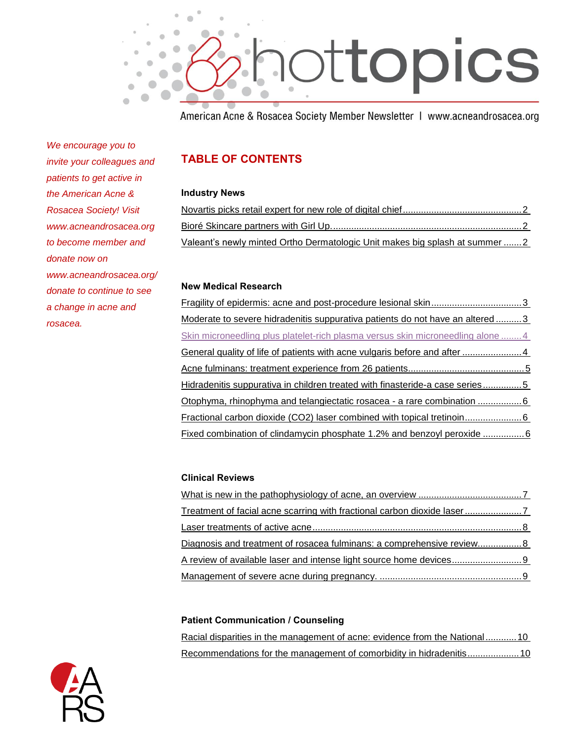# hottopics

American Acne & Rosacea Society Member Newsletter | www.acneandrosacea.org

*We encourage you to invite your colleagues and patients to get active in the American Acne & Rosacea Society! Visit www.acneandrosacea.org to become member and donate now on www.acneandrosacea.org/donate to continue to see a change in acne and rosacea.*

## TABLE OF CONTENTS

### Industry News

- Novartis picks retail expert for new role of digital chief .......... 2
- Bioré Skincare partners with Girl Up .......... 2
- Valeant's newly minted Ortho Dermatologic Unit makes big splash at summer .......... 2

### New Medical Research

- Fragility of epidermis: acne and post-procedure lesional skin .......... 3
- Moderate to severe hidradenitis suppurativa patients do not have an altered .......... 3
- Skin microneedling plus platelet-rich plasma versus skin microneedling alone .......... 4
- General quality of life of patients with acne vulgaris before and after .......... 4
- Acne fulminans: treatment experience from 26 patients .......... 5
- Hidradenitis suppurativa in children treated with finasteride-a case series .......... 5
- Otophyma, rhinophyma and telangiectatic rosacea - a rare combination .......... 6
- Fractional carbon dioxide (CO2) laser combined with topical tretinoin .......... 6
- Fixed combination of clindamycin phosphate 1.2% and benzoyl peroxide .......... 6

### Clinical Reviews

- What is new in the pathophysiology of acne, an overview .......... 7
- Treatment of facial acne scarring with fractional carbon dioxide laser .......... 7
- Laser treatments of active acne .......... 8
- Diagnosis and treatment of rosacea fulminans: a comprehensive review .......... 8
- A review of available laser and intense light source home devices .......... 9
- Management of severe acne during pregnancy. .......... 9

### Patient Communication / Counseling

- Racial disparities in the management of acne: evidence from the National .......... 10
- Recommendations for the management of comorbidity in hidradenitis .......... 10

AARS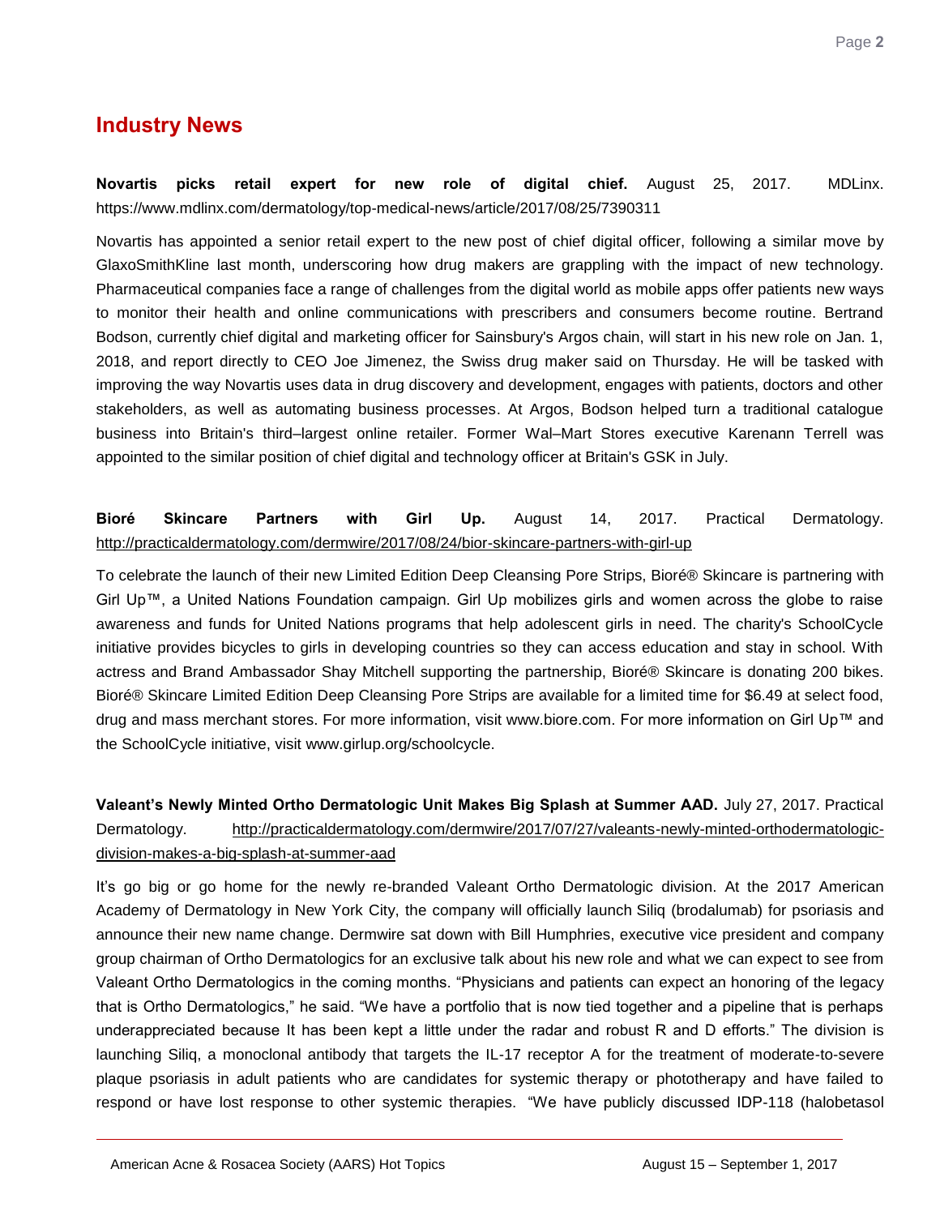## Industry News

**Novartis picks retail expert for new role of digital chief.** August 25, 2017. MDLinx. https://www.mdlinx.com/dermatology/top-medical-news/article/2017/08/25/7390311

Novartis has appointed a senior retail expert to the new post of chief digital officer, following a similar move by GlaxoSmithKline last month, underscoring how drug makers are grappling with the impact of new technology. Pharmaceutical companies face a range of challenges from the digital world as mobile apps offer patients new ways to monitor their health and online communications with prescribers and consumers become routine. Bertrand Bodson, currently chief digital and marketing officer for Sainsbury's Argos chain, will start in his new role on Jan. 1, 2018, and report directly to CEO Joe Jimenez, the Swiss drug maker said on Thursday. He will be tasked with improving the way Novartis uses data in drug discovery and development, engages with patients, doctors and other stakeholders, as well as automating business processes. At Argos, Bodson helped turn a traditional catalogue business into Britain's third–largest online retailer. Former Wal–Mart Stores executive Karenann Terrell was appointed to the similar position of chief digital and technology officer at Britain's GSK in July.

**Bioré Skincare Partners with Girl Up.** August 14, 2017. Practical Dermatology. http://practicaldermatology.com/dermwire/2017/08/24/bior-skincare-partners-with-girl-up

To celebrate the launch of their new Limited Edition Deep Cleansing Pore Strips, Bioré® Skincare is partnering with Girl Up™, a United Nations Foundation campaign. Girl Up mobilizes girls and women across the globe to raise awareness and funds for United Nations programs that help adolescent girls in need. The charity's SchoolCycle initiative provides bicycles to girls in developing countries so they can access education and stay in school. With actress and Brand Ambassador Shay Mitchell supporting the partnership, Bioré® Skincare is donating 200 bikes. Bioré® Skincare Limited Edition Deep Cleansing Pore Strips are available for a limited time for $6.49 at select food, drug and mass merchant stores. For more information, visit www.biore.com. For more information on Girl Up™ and the SchoolCycle initiative, visit www.girlup.org/schoolcycle.

**Valeant's Newly Minted Ortho Dermatologic Unit Makes Big Splash at Summer AAD.** July 27, 2017. Practical Dermatology. http://practicaldermatology.com/dermwire/2017/07/27/valeants-newly-minted-orthodermatologic-division-makes-a-big-splash-at-summer-aad

It's go big or go home for the newly re-branded Valeant Ortho Dermatologic division. At the 2017 American Academy of Dermatology in New York City, the company will officially launch Siliq (brodalumab) for psoriasis and announce their new name change. Dermwire sat down with Bill Humphries, executive vice president and company group chairman of Ortho Dermatologics for an exclusive talk about his new role and what we can expect to see from Valeant Ortho Dermatologics in the coming months. "Physicians and patients can expect an honoring of the legacy that is Ortho Dermatologics," he said. "We have a portfolio that is now tied together and a pipeline that is perhaps underappreciated because It has been kept a little under the radar and robust R and D efforts." The division is launching Siliq, a monoclonal antibody that targets the IL-17 receptor A for the treatment of moderate-to-severe plaque psoriasis in adult patients who are candidates for systemic therapy or phototherapy and have failed to respond or have lost response to other systemic therapies. "We have publicly discussed IDP-118 (halobetasol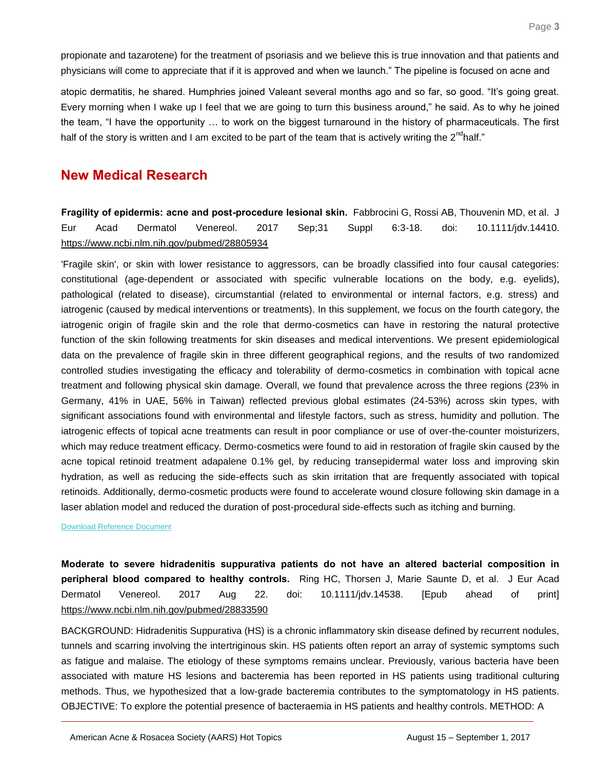propionate and tazarotene) for the treatment of psoriasis and we believe this is true innovation and that patients and physicians will come to appreciate that if it is approved and when we launch." The pipeline is focused on acne and atopic dermatitis, he shared. Humphries joined Valeant several months ago and so far, so good. "It's going great. Every morning when I wake up I feel that we are going to turn this business around," he said. As to why he joined the team, "I have the opportunity … to work on the biggest turnaround in the history of pharmaceuticals. The first half of the story is written and I am excited to be part of the team that is actively writing the 2nd half."

## New Medical Research

**Fragility of epidermis: acne and post-procedure lesional skin.** Fabbrocini G, Rossi AB, Thouvenin MD, et al. J Eur Acad Dermatol Venereol. 2017 Sep;31 Suppl 6:3-18. doi: 10.1111/jdv.14410. https://www.ncbi.nlm.nih.gov/pubmed/28805934

'Fragile skin', or skin with lower resistance to aggressors, can be broadly classified into four causal categories: constitutional (age-dependent or associated with specific vulnerable locations on the body, e.g. eyelids), pathological (related to disease), circumstantial (related to environmental or internal factors, e.g. stress) and iatrogenic (caused by medical interventions or treatments). In this supplement, we focus on the fourth category, the iatrogenic origin of fragile skin and the role that dermo-cosmetics can have in restoring the natural protective function of the skin following treatments for skin diseases and medical interventions. We present epidemiological data on the prevalence of fragile skin in three different geographical regions, and the results of two randomized controlled studies investigating the efficacy and tolerability of dermo-cosmetics in combination with topical acne treatment and following physical skin damage. Overall, we found that prevalence across the three regions (23% in Germany, 41% in UAE, 56% in Taiwan) reflected previous global estimates (24-53%) across skin types, with significant associations found with environmental and lifestyle factors, such as stress, humidity and pollution. The iatrogenic effects of topical acne treatments can result in poor compliance or use of over-the-counter moisturizers, which may reduce treatment efficacy. Dermo-cosmetics were found to aid in restoration of fragile skin caused by the acne topical retinoid treatment adapalene 0.1% gel, by reducing transepidermal water loss and improving skin hydration, as well as reducing the side-effects such as skin irritation that are frequently associated with topical retinoids. Additionally, dermo-cosmetic products were found to accelerate wound closure following skin damage in a laser ablation model and reduced the duration of post-procedural side-effects such as itching and burning.

Download Reference Document

**Moderate to severe hidradenitis suppurativa patients do not have an altered bacterial composition in peripheral blood compared to healthy controls.** Ring HC, Thorsen J, Marie Saunte D, et al. J Eur Acad Dermatol Venereol. 2017 Aug 22. doi: 10.1111/jdv.14538. [Epub ahead of print] https://www.ncbi.nlm.nih.gov/pubmed/28833590

BACKGROUND: Hidradenitis Suppurativa (HS) is a chronic inflammatory skin disease defined by recurrent nodules, tunnels and scarring involving the intertriginous skin. HS patients often report an array of systemic symptoms such as fatigue and malaise. The etiology of these symptoms remains unclear. Previously, various bacteria have been associated with mature HS lesions and bacteremia has been reported in HS patients using traditional culturing methods. Thus, we hypothesized that a low-grade bacteremia contributes to the symptomatology in HS patients. OBJECTIVE: To explore the potential presence of bacteraemia in HS patients and healthy controls. METHOD: A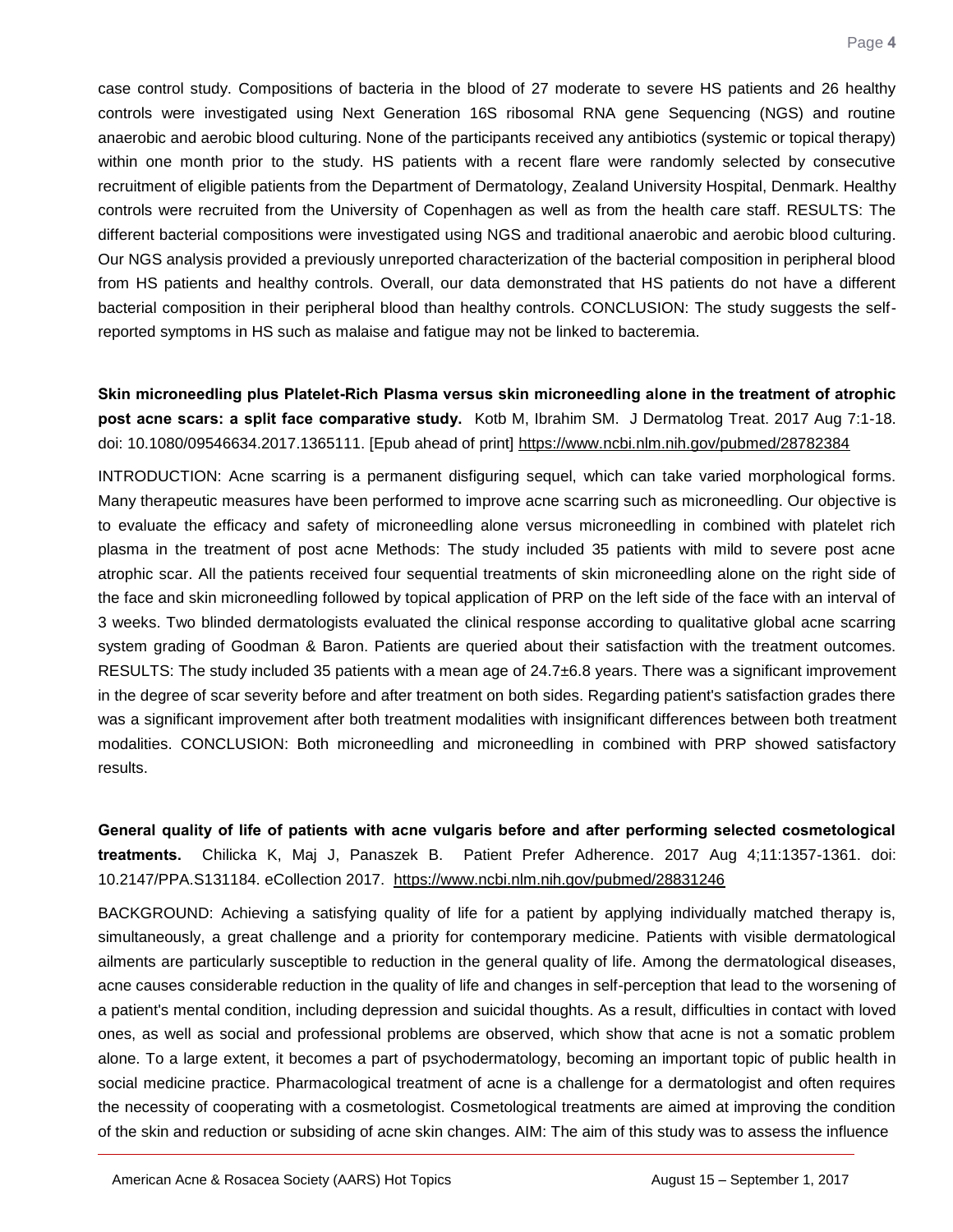case control study. Compositions of bacteria in the blood of 27 moderate to severe HS patients and 26 healthy controls were investigated using Next Generation 16S ribosomal RNA gene Sequencing (NGS) and routine anaerobic and aerobic blood culturing. None of the participants received any antibiotics (systemic or topical therapy) within one month prior to the study. HS patients with a recent flare were randomly selected by consecutive recruitment of eligible patients from the Department of Dermatology, Zealand University Hospital, Denmark. Healthy controls were recruited from the University of Copenhagen as well as from the health care staff. RESULTS: The different bacterial compositions were investigated using NGS and traditional anaerobic and aerobic blood culturing. Our NGS analysis provided a previously unreported characterization of the bacterial composition in peripheral blood from HS patients and healthy controls. Overall, our data demonstrated that HS patients do not have a different bacterial composition in their peripheral blood than healthy controls. CONCLUSION: The study suggests the self-reported symptoms in HS such as malaise and fatigue may not be linked to bacteremia.

**Skin microneedling plus Platelet-Rich Plasma versus skin microneedling alone in the treatment of atrophic post acne scars: a split face comparative study.** Kotb M, Ibrahim SM. J Dermatolog Treat. 2017 Aug 7:1-18. doi: 10.1080/09546634.2017.1365111. [Epub ahead of print] https://www.ncbi.nlm.nih.gov/pubmed/28782384

INTRODUCTION: Acne scarring is a permanent disfiguring sequel, which can take varied morphological forms. Many therapeutic measures have been performed to improve acne scarring such as microneedling. Our objective is to evaluate the efficacy and safety of microneedling alone versus microneedling in combined with platelet rich plasma in the treatment of post acne Methods: The study included 35 patients with mild to severe post acne atrophic scar. All the patients received four sequential treatments of skin microneedling alone on the right side of the face and skin microneedling followed by topical application of PRP on the left side of the face with an interval of 3 weeks. Two blinded dermatologists evaluated the clinical response according to qualitative global acne scarring system grading of Goodman & Baron. Patients are queried about their satisfaction with the treatment outcomes. RESULTS: The study included 35 patients with a mean age of 24.7±6.8 years. There was a significant improvement in the degree of scar severity before and after treatment on both sides. Regarding patient's satisfaction grades there was a significant improvement after both treatment modalities with insignificant differences between both treatment modalities. CONCLUSION: Both microneedling and microneedling in combined with PRP showed satisfactory results.

**General quality of life of patients with acne vulgaris before and after performing selected cosmetological treatments.** Chilicka K, Maj J, Panaszek B. Patient Prefer Adherence. 2017 Aug 4;11:1357-1361. doi: 10.2147/PPA.S131184. eCollection 2017. https://www.ncbi.nlm.nih.gov/pubmed/28831246

BACKGROUND: Achieving a satisfying quality of life for a patient by applying individually matched therapy is, simultaneously, a great challenge and a priority for contemporary medicine. Patients with visible dermatological ailments are particularly susceptible to reduction in the general quality of life. Among the dermatological diseases, acne causes considerable reduction in the quality of life and changes in self-perception that lead to the worsening of a patient's mental condition, including depression and suicidal thoughts. As a result, difficulties in contact with loved ones, as well as social and professional problems are observed, which show that acne is not a somatic problem alone. To a large extent, it becomes a part of psychodermatology, becoming an important topic of public health in social medicine practice. Pharmacological treatment of acne is a challenge for a dermatologist and often requires the necessity of cooperating with a cosmetologist. Cosmetological treatments are aimed at improving the condition of the skin and reduction or subsiding of acne skin changes. AIM: The aim of this study was to assess the influence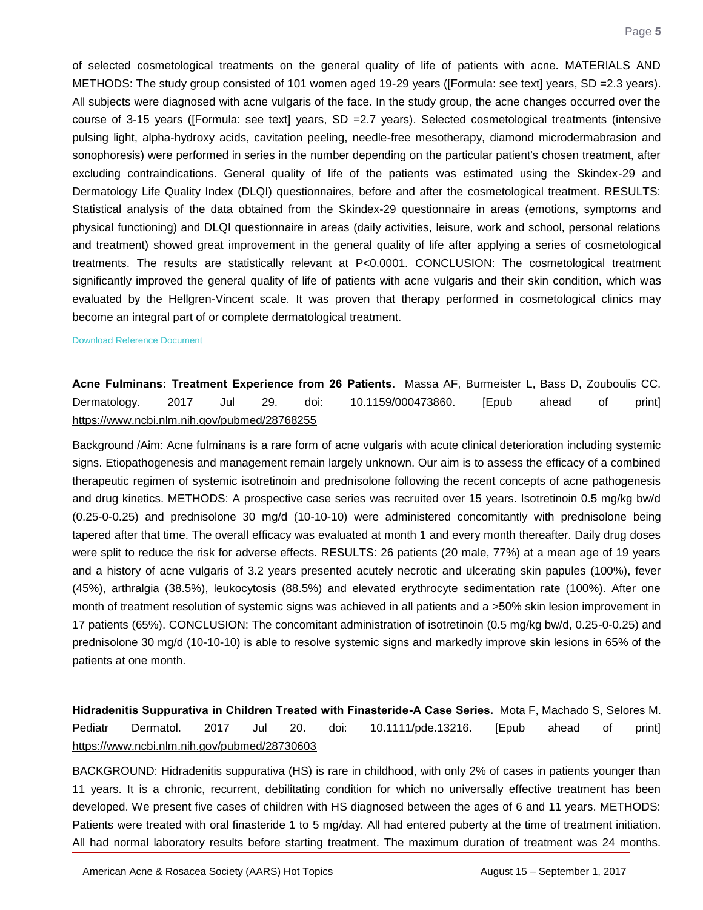of selected cosmetological treatments on the general quality of life of patients with acne. MATERIALS AND METHODS: The study group consisted of 101 women aged 19-29 years ([Formula: see text] years, SD =2.3 years). All subjects were diagnosed with acne vulgaris of the face. In the study group, the acne changes occurred over the course of 3-15 years ([Formula: see text] years, SD =2.7 years). Selected cosmetological treatments (intensive pulsing light, alpha-hydroxy acids, cavitation peeling, needle-free mesotherapy, diamond microdermabrasion and sonophoresis) were performed in series in the number depending on the particular patient's chosen treatment, after excluding contraindications. General quality of life of the patients was estimated using the Skindex-29 and Dermatology Life Quality Index (DLQI) questionnaires, before and after the cosmetological treatment. RESULTS: Statistical analysis of the data obtained from the Skindex-29 questionnaire in areas (emotions, symptoms and physical functioning) and DLQI questionnaire in areas (daily activities, leisure, work and school, personal relations and treatment) showed great improvement in the general quality of life after applying a series of cosmetological treatments. The results are statistically relevant at P<0.0001. CONCLUSION: The cosmetological treatment significantly improved the general quality of life of patients with acne vulgaris and their skin condition, which was evaluated by the Hellgren-Vincent scale. It was proven that therapy performed in cosmetological clinics may become an integral part of or complete dermatological treatment.

Download Reference Document

**Acne Fulminans: Treatment Experience from 26 Patients.** Massa AF, Burmeister L, Bass D, Zouboulis CC. Dermatology. 2017 Jul 29. doi: 10.1159/000473860. [Epub ahead of print] https://www.ncbi.nlm.nih.gov/pubmed/28768255

Background /Aim: Acne fulminans is a rare form of acne vulgaris with acute clinical deterioration including systemic signs. Etiopathogenesis and management remain largely unknown. Our aim is to assess the efficacy of a combined therapeutic regimen of systemic isotretinoin and prednisolone following the recent concepts of acne pathogenesis and drug kinetics. METHODS: A prospective case series was recruited over 15 years. Isotretinoin 0.5 mg/kg bw/d (0.25-0-0.25) and prednisolone 30 mg/d (10-10-10) were administered concomitantly with prednisolone being tapered after that time. The overall efficacy was evaluated at month 1 and every month thereafter. Daily drug doses were split to reduce the risk for adverse effects. RESULTS: 26 patients (20 male, 77%) at a mean age of 19 years and a history of acne vulgaris of 3.2 years presented acutely necrotic and ulcerating skin papules (100%), fever (45%), arthralgia (38.5%), leukocytosis (88.5%) and elevated erythrocyte sedimentation rate (100%). After one month of treatment resolution of systemic signs was achieved in all patients and a >50% skin lesion improvement in 17 patients (65%). CONCLUSION: The concomitant administration of isotretinoin (0.5 mg/kg bw/d, 0.25-0-0.25) and prednisolone 30 mg/d (10-10-10) is able to resolve systemic signs and markedly improve skin lesions in 65% of the patients at one month.

**Hidradenitis Suppurativa in Children Treated with Finasteride-A Case Series.** Mota F, Machado S, Selores M. Pediatr Dermatol. 2017 Jul 20. doi: 10.1111/pde.13216. [Epub ahead of print] https://www.ncbi.nlm.nih.gov/pubmed/28730603

BACKGROUND: Hidradenitis suppurativa (HS) is rare in childhood, with only 2% of cases in patients younger than 11 years. It is a chronic, recurrent, debilitating condition for which no universally effective treatment has been developed. We present five cases of children with HS diagnosed between the ages of 6 and 11 years. METHODS: Patients were treated with oral finasteride 1 to 5 mg/day. All had entered puberty at the time of treatment initiation. All had normal laboratory results before starting treatment. The maximum duration of treatment was 24 months.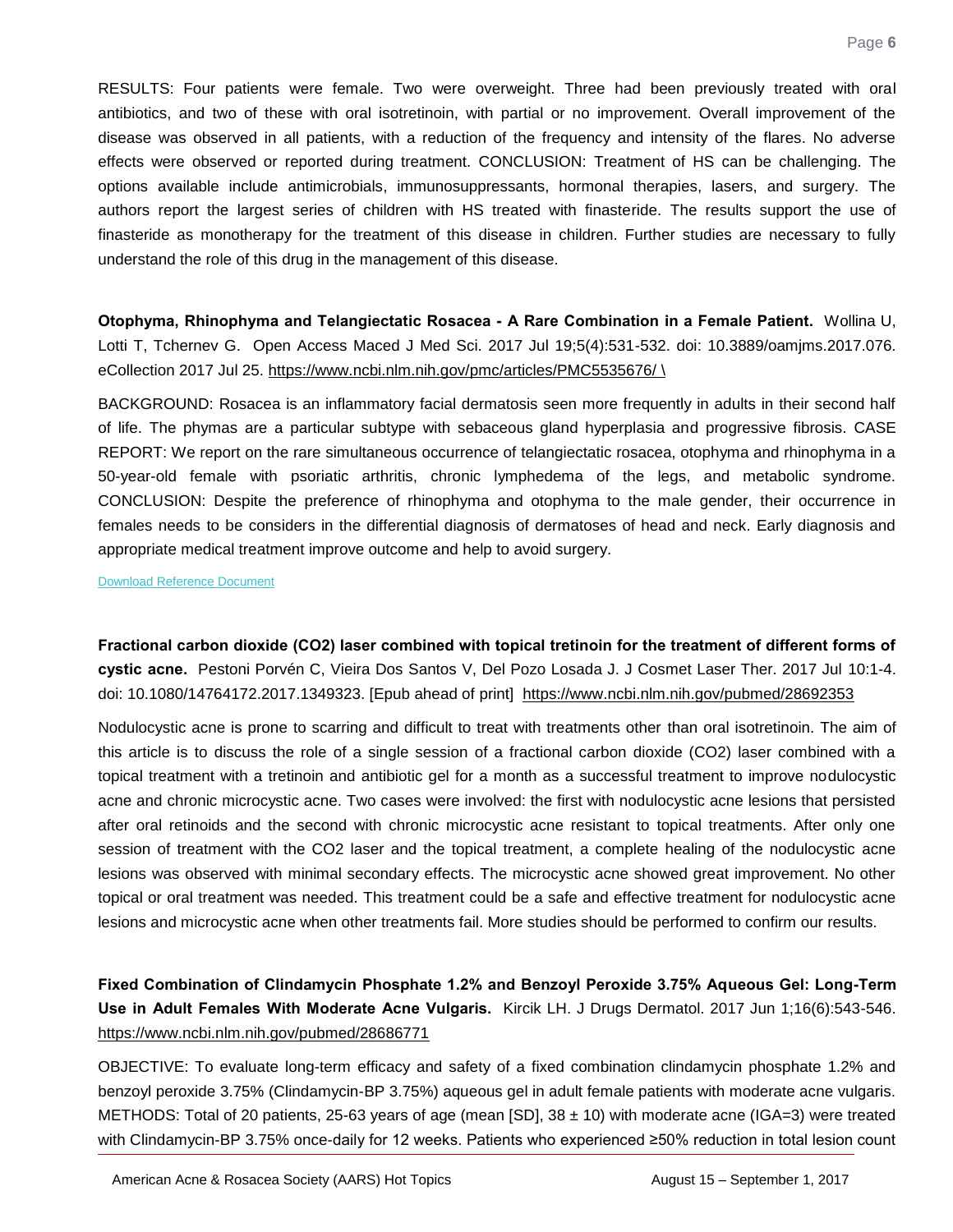RESULTS: Four patients were female. Two were overweight. Three had been previously treated with oral antibiotics, and two of these with oral isotretinoin, with partial or no improvement. Overall improvement of the disease was observed in all patients, with a reduction of the frequency and intensity of the flares. No adverse effects were observed or reported during treatment. CONCLUSION: Treatment of HS can be challenging. The options available include antimicrobials, immunosuppressants, hormonal therapies, lasers, and surgery. The authors report the largest series of children with HS treated with finasteride. The results support the use of finasteride as monotherapy for the treatment of this disease in children. Further studies are necessary to fully understand the role of this drug in the management of this disease.

**Otophyma, Rhinophyma and Telangiectatic Rosacea - A Rare Combination in a Female Patient.** Wollina U, Lotti T, Tchernev G. Open Access Maced J Med Sci. 2017 Jul 19;5(4):531-532. doi: 10.3889/oamjms.2017.076. eCollection 2017 Jul 25. https://www.ncbi.nlm.nih.gov/pmc/articles/PMC5535676/ \

BACKGROUND: Rosacea is an inflammatory facial dermatosis seen more frequently in adults in their second half of life. The phymas are a particular subtype with sebaceous gland hyperplasia and progressive fibrosis. CASE REPORT: We report on the rare simultaneous occurrence of telangiectatic rosacea, otophyma and rhinophyma in a 50-year-old female with psoriatic arthritis, chronic lymphedema of the legs, and metabolic syndrome. CONCLUSION: Despite the preference of rhinophyma and otophyma to the male gender, their occurrence in females needs to be considers in the differential diagnosis of dermatoses of head and neck. Early diagnosis and appropriate medical treatment improve outcome and help to avoid surgery.

Download Reference Document

**Fractional carbon dioxide (CO2) laser combined with topical tretinoin for the treatment of different forms of cystic acne.** Pestoni Porvén C, Vieira Dos Santos V, Del Pozo Losada J. J Cosmet Laser Ther. 2017 Jul 10:1-4. doi: 10.1080/14764172.2017.1349323. [Epub ahead of print] https://www.ncbi.nlm.nih.gov/pubmed/28692353

Nodulocystic acne is prone to scarring and difficult to treat with treatments other than oral isotretinoin. The aim of this article is to discuss the role of a single session of a fractional carbon dioxide (CO2) laser combined with a topical treatment with a tretinoin and antibiotic gel for a month as a successful treatment to improve nodulocystic acne and chronic microcystic acne. Two cases were involved: the first with nodulocystic acne lesions that persisted after oral retinoids and the second with chronic microcystic acne resistant to topical treatments. After only one session of treatment with the CO2 laser and the topical treatment, a complete healing of the nodulocystic acne lesions was observed with minimal secondary effects. The microcystic acne showed great improvement. No other topical or oral treatment was needed. This treatment could be a safe and effective treatment for nodulocystic acne lesions and microcystic acne when other treatments fail. More studies should be performed to confirm our results.

**Fixed Combination of Clindamycin Phosphate 1.2% and Benzoyl Peroxide 3.75% Aqueous Gel: Long-Term Use in Adult Females With Moderate Acne Vulgaris.** Kircik LH. J Drugs Dermatol. 2017 Jun 1;16(6):543-546. https://www.ncbi.nlm.nih.gov/pubmed/28686771

OBJECTIVE: To evaluate long-term efficacy and safety of a fixed combination clindamycin phosphate 1.2% and benzoyl peroxide 3.75% (Clindamycin-BP 3.75%) aqueous gel in adult female patients with moderate acne vulgaris. METHODS: Total of 20 patients, 25-63 years of age (mean [SD], 38 ± 10) with moderate acne (IGA=3) were treated with Clindamycin-BP 3.75% once-daily for 12 weeks. Patients who experienced ≥50% reduction in total lesion count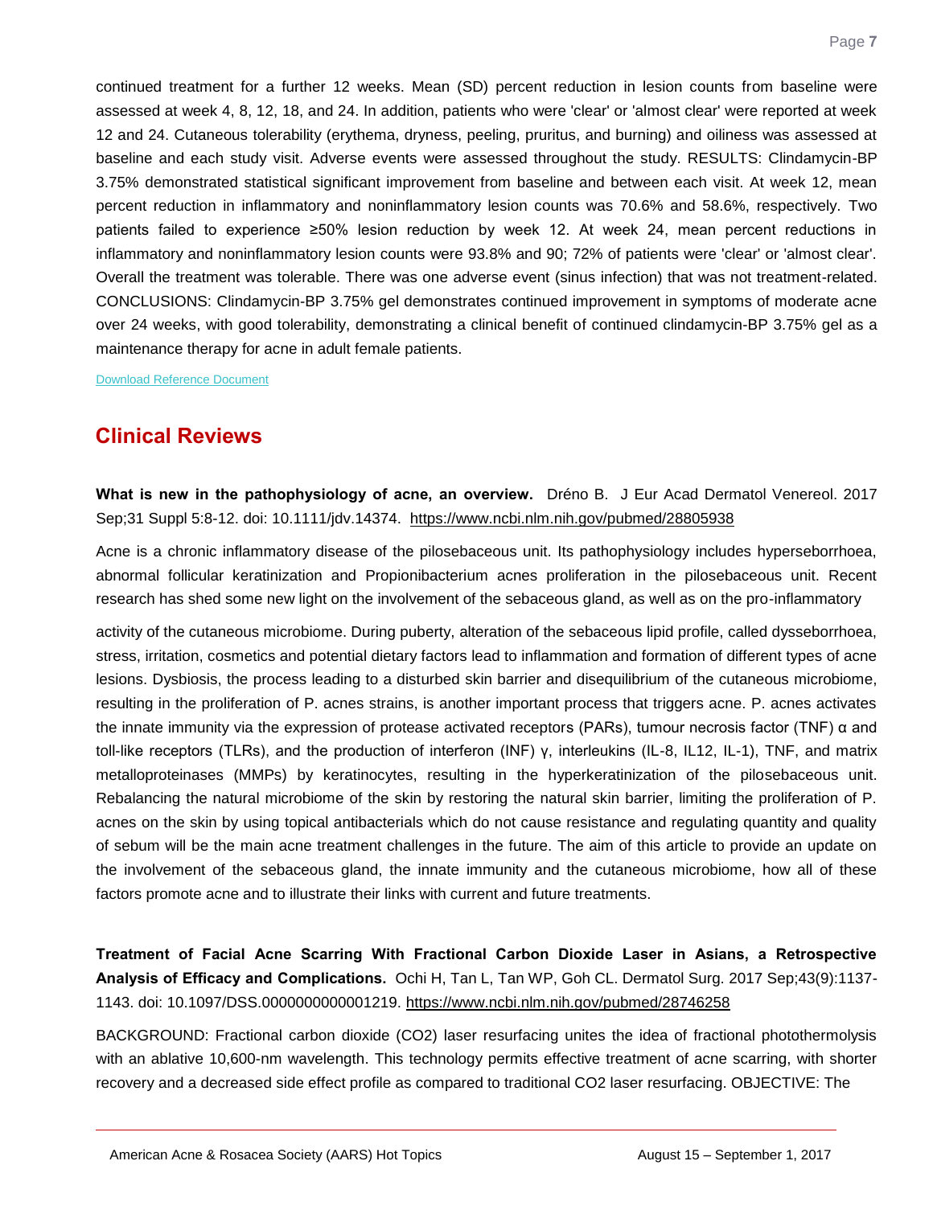continued treatment for a further 12 weeks. Mean (SD) percent reduction in lesion counts from baseline were assessed at week 4, 8, 12, 18, and 24. In addition, patients who were 'clear' or 'almost clear' were reported at week 12 and 24. Cutaneous tolerability (erythema, dryness, peeling, pruritus, and burning) and oiliness was assessed at baseline and each study visit. Adverse events were assessed throughout the study. RESULTS: Clindamycin-BP 3.75% demonstrated statistical significant improvement from baseline and between each visit. At week 12, mean percent reduction in inflammatory and noninflammatory lesion counts was 70.6% and 58.6%, respectively. Two patients failed to experience ≥50% lesion reduction by week 12. At week 24, mean percent reductions in inflammatory and noninflammatory lesion counts were 93.8% and 90; 72% of patients were 'clear' or 'almost clear'. Overall the treatment was tolerable. There was one adverse event (sinus infection) that was not treatment-related. CONCLUSIONS: Clindamycin-BP 3.75% gel demonstrates continued improvement in symptoms of moderate acne over 24 weeks, with good tolerability, demonstrating a clinical benefit of continued clindamycin-BP 3.75% gel as a maintenance therapy for acne in adult female patients.

Download Reference Document

## Clinical Reviews

**What is new in the pathophysiology of acne, an overview.** Dréno B. J Eur Acad Dermatol Venereol. 2017 Sep;31 Suppl 5:8-12. doi: 10.1111/jdv.14374. https://www.ncbi.nlm.nih.gov/pubmed/28805938

Acne is a chronic inflammatory disease of the pilosebaceous unit. Its pathophysiology includes hyperseborrhoea, abnormal follicular keratinization and Propionibacterium acnes proliferation in the pilosebaceous unit. Recent research has shed some new light on the involvement of the sebaceous gland, as well as on the pro-inflammatory activity of the cutaneous microbiome. During puberty, alteration of the sebaceous lipid profile, called dysseborrhoea, stress, irritation, cosmetics and potential dietary factors lead to inflammation and formation of different types of acne lesions. Dysbiosis, the process leading to a disturbed skin barrier and disequilibrium of the cutaneous microbiome, resulting in the proliferation of P. acnes strains, is another important process that triggers acne. P. acnes activates the innate immunity via the expression of protease activated receptors (PARs), tumour necrosis factor (TNF) α and toll-like receptors (TLRs), and the production of interferon (INF) γ, interleukins (IL-8, IL12, IL-1), TNF, and matrix metalloproteinases (MMPs) by keratinocytes, resulting in the hyperkeratinization of the pilosebaceous unit. Rebalancing the natural microbiome of the skin by restoring the natural skin barrier, limiting the proliferation of P. acnes on the skin by using topical antibacterials which do not cause resistance and regulating quantity and quality of sebum will be the main acne treatment challenges in the future. The aim of this article to provide an update on the involvement of the sebaceous gland, the innate immunity and the cutaneous microbiome, how all of these factors promote acne and to illustrate their links with current and future treatments.

**Treatment of Facial Acne Scarring With Fractional Carbon Dioxide Laser in Asians, a Retrospective Analysis of Efficacy and Complications.** Ochi H, Tan L, Tan WP, Goh CL. Dermatol Surg. 2017 Sep;43(9):1137-1143. doi: 10.1097/DSS.0000000000001219. https://www.ncbi.nlm.nih.gov/pubmed/28746258

BACKGROUND: Fractional carbon dioxide ($CO_2$) laser resurfacing unites the idea of fractional photothermolysis with an ablative 10,600-nm wavelength. This technology permits effective treatment of acne scarring, with shorter recovery and a decreased side effect profile as compared to traditional $CO_2$ laser resurfacing. OBJECTIVE: The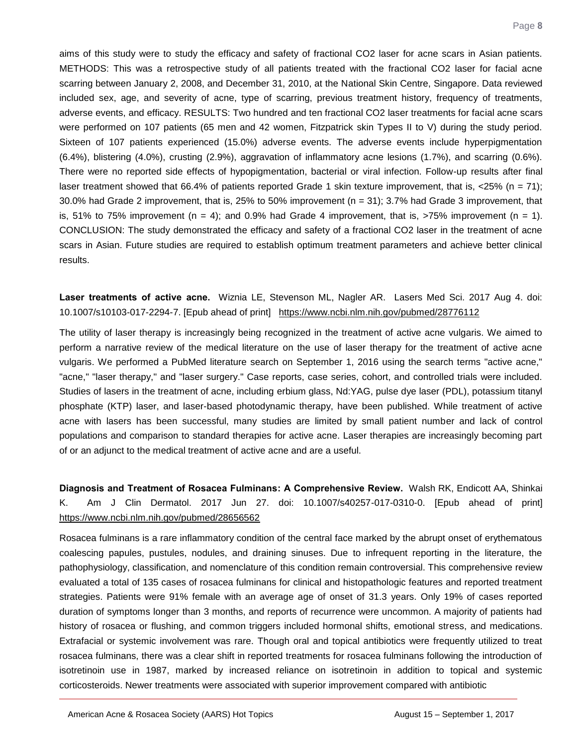aims of this study were to study the efficacy and safety of fractional $CO_2$ laser for acne scars in Asian patients. METHODS: This was a retrospective study of all patients treated with the fractional $CO_2$ laser for facial acne scarring between January 2, 2008, and December 31, 2010, at the National Skin Centre, Singapore. Data reviewed included sex, age, and severity of acne, type of scarring, previous treatment history, frequency of treatments, adverse events, and efficacy. RESULTS: Two hundred and ten fractional $CO_2$ laser treatments for facial acne scars were performed on 107 patients (65 men and 42 women, Fitzpatrick skin Types II to V) during the study period. Sixteen of 107 patients experienced (15.0%) adverse events. The adverse events include hyperpigmentation (6.4%), blistering (4.0%), crusting (2.9%), aggravation of inflammatory acne lesions (1.7%), and scarring (0.6%). There were no reported side effects of hypopigmentation, bacterial or viral infection. Follow-up results after final laser treatment showed that 66.4% of patients reported Grade 1 skin texture improvement, that is, <25% (n = 71); 30.0% had Grade 2 improvement, that is, 25% to 50% improvement (n = 31); 3.7% had Grade 3 improvement, that is, 51% to 75% improvement (n = 4); and 0.9% had Grade 4 improvement, that is, >75% improvement (n = 1). CONCLUSION: The study demonstrated the efficacy and safety of a fractional $CO_2$ laser in the treatment of acne scars in Asian. Future studies are required to establish optimum treatment parameters and achieve better clinical results.

**Laser treatments of active acne.** Wiznia LE, Stevenson ML, Nagler AR. Lasers Med Sci. 2017 Aug 4. doi: 10.1007/s10103-017-2294-7. [Epub ahead of print] https://www.ncbi.nlm.nih.gov/pubmed/28776112

The utility of laser therapy is increasingly being recognized in the treatment of active acne vulgaris. We aimed to perform a narrative review of the medical literature on the use of laser therapy for the treatment of active acne vulgaris. We performed a PubMed literature search on September 1, 2016 using the search terms "active acne," "acne," "laser therapy," and "laser surgery." Case reports, case series, cohort, and controlled trials were included. Studies of lasers in the treatment of acne, including erbium glass, Nd:YAG, pulse dye laser (PDL), potassium titanyl phosphate (KTP) laser, and laser-based photodynamic therapy, have been published. While treatment of active acne with lasers has been successful, many studies are limited by small patient number and lack of control populations and comparison to standard therapies for active acne. Laser therapies are increasingly becoming part of or an adjunct to the medical treatment of active acne and are a useful.

**Diagnosis and Treatment of Rosacea Fulminans: A Comprehensive Review.** Walsh RK, Endicott AA, Shinkai K. Am J Clin Dermatol. 2017 Jun 27. doi: 10.1007/s40257-017-0310-0. [Epub ahead of print] https://www.ncbi.nlm.nih.gov/pubmed/28656562

Rosacea fulminans is a rare inflammatory condition of the central face marked by the abrupt onset of erythematous coalescing papules, pustules, nodules, and draining sinuses. Due to infrequent reporting in the literature, the pathophysiology, classification, and nomenclature of this condition remain controversial. This comprehensive review evaluated a total of 135 cases of rosacea fulminans for clinical and histopathologic features and reported treatment strategies. Patients were 91% female with an average age of onset of 31.3 years. Only 19% of cases reported duration of symptoms longer than 3 months, and reports of recurrence were uncommon. A majority of patients had history of rosacea or flushing, and common triggers included hormonal shifts, emotional stress, and medications. Extrafacial or systemic involvement was rare. Though oral and topical antibiotics were frequently utilized to treat rosacea fulminans, there was a clear shift in reported treatments for rosacea fulminans following the introduction of isotretinoin use in 1987, marked by increased reliance on isotretinoin in addition to topical and systemic corticosteroids. Newer treatments were associated with superior improvement compared with antibiotic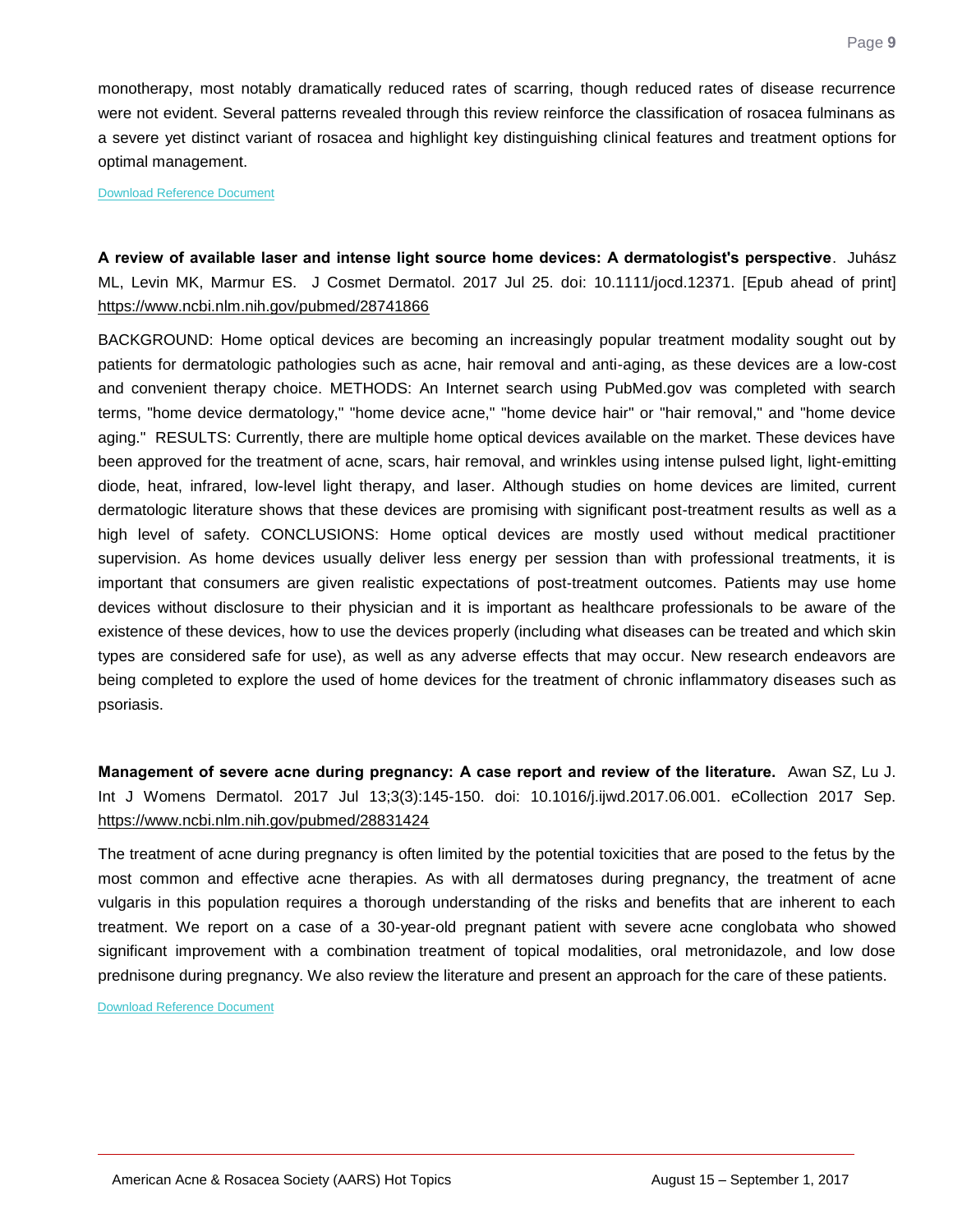monotherapy, most notably dramatically reduced rates of scarring, though reduced rates of disease recurrence were not evident. Several patterns revealed through this review reinforce the classification of rosacea fulminans as a severe yet distinct variant of rosacea and highlight key distinguishing clinical features and treatment options for optimal management.

Download Reference Document

**A review of available laser and intense light source home devices: A dermatologist's perspective**. Juhász ML, Levin MK, Marmur ES. J Cosmet Dermatol. 2017 Jul 25. doi: 10.1111/jocd.12371. [Epub ahead of print] https://www.ncbi.nlm.nih.gov/pubmed/28741866

BACKGROUND: Home optical devices are becoming an increasingly popular treatment modality sought out by patients for dermatologic pathologies such as acne, hair removal and anti-aging, as these devices are a low-cost and convenient therapy choice. METHODS: An Internet search using PubMed.gov was completed with search terms, "home device dermatology," "home device acne," "home device hair" or "hair removal," and "home device aging." RESULTS: Currently, there are multiple home optical devices available on the market. These devices have been approved for the treatment of acne, scars, hair removal, and wrinkles using intense pulsed light, light-emitting diode, heat, infrared, low-level light therapy, and laser. Although studies on home devices are limited, current dermatologic literature shows that these devices are promising with significant post-treatment results as well as a high level of safety. CONCLUSIONS: Home optical devices are mostly used without medical practitioner supervision. As home devices usually deliver less energy per session than with professional treatments, it is important that consumers are given realistic expectations of post-treatment outcomes. Patients may use home devices without disclosure to their physician and it is important as healthcare professionals to be aware of the existence of these devices, how to use the devices properly (including what diseases can be treated and which skin types are considered safe for use), as well as any adverse effects that may occur. New research endeavors are being completed to explore the used of home devices for the treatment of chronic inflammatory diseases such as psoriasis.

**Management of severe acne during pregnancy: A case report and review of the literature.** Awan SZ, Lu J. Int J Womens Dermatol. 2017 Jul 13;3(3):145-150. doi: 10.1016/j.ijwd.2017.06.001. eCollection 2017 Sep. https://www.ncbi.nlm.nih.gov/pubmed/28831424

The treatment of acne during pregnancy is often limited by the potential toxicities that are posed to the fetus by the most common and effective acne therapies. As with all dermatoses during pregnancy, the treatment of acne vulgaris in this population requires a thorough understanding of the risks and benefits that are inherent to each treatment. We report on a case of a 30-year-old pregnant patient with severe acne conglobata who showed significant improvement with a combination treatment of topical modalities, oral metronidazole, and low dose prednisone during pregnancy. We also review the literature and present an approach for the care of these patients.

Download Reference Document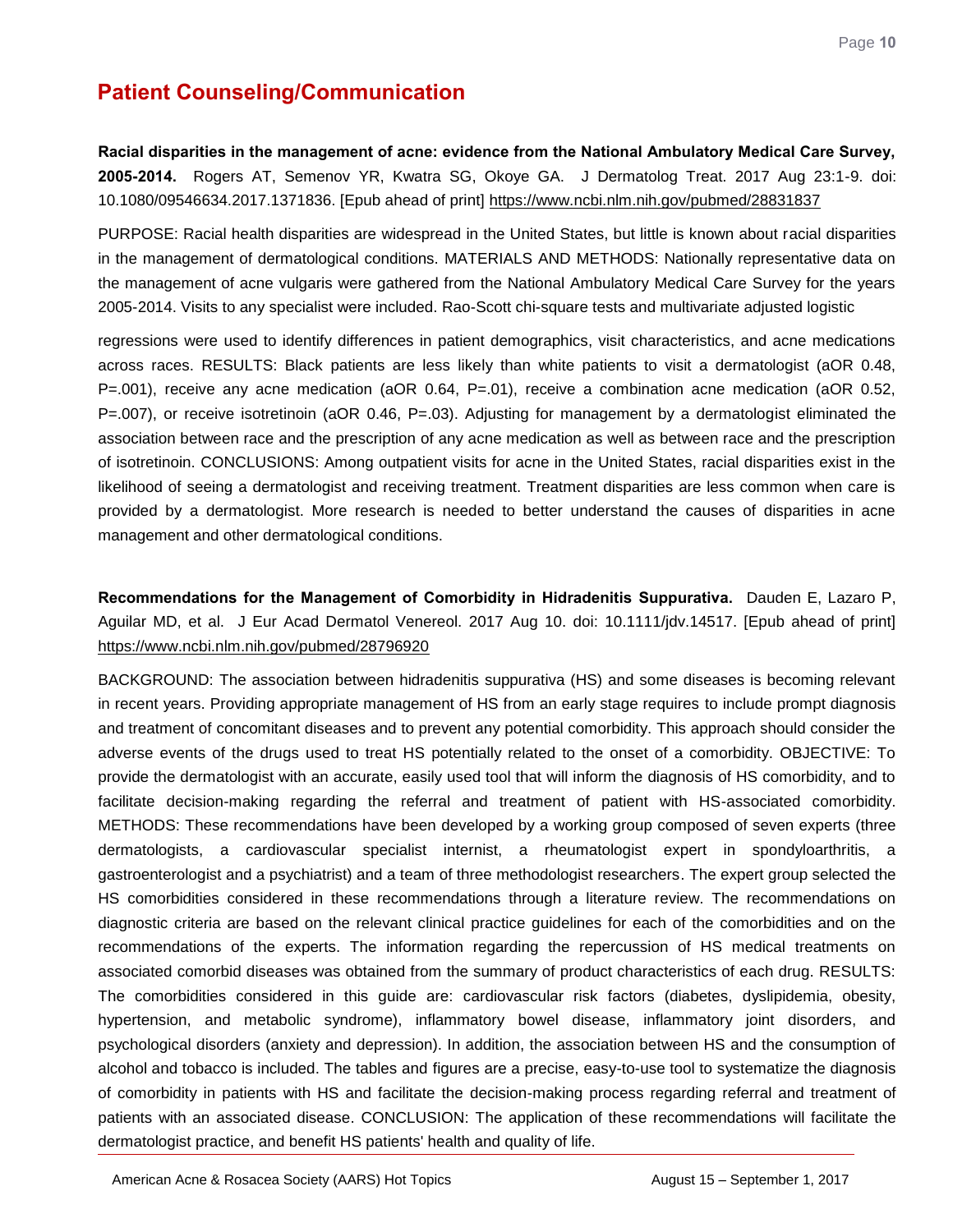## Patient Counseling/Communication

**Racial disparities in the management of acne: evidence from the National Ambulatory Medical Care Survey, 2005-2014.** Rogers AT, Semenov YR, Kwatra SG, Okoye GA. J Dermatolog Treat. 2017 Aug 23:1-9. doi: 10.1080/09546634.2017.1371836. [Epub ahead of print] https://www.ncbi.nlm.nih.gov/pubmed/28831837

PURPOSE: Racial health disparities are widespread in the United States, but little is known about racial disparities in the management of dermatological conditions. MATERIALS AND METHODS: Nationally representative data on the management of acne vulgaris were gathered from the National Ambulatory Medical Care Survey for the years 2005-2014. Visits to any specialist were included. Rao-Scott chi-square tests and multivariate adjusted logistic regressions were used to identify differences in patient demographics, visit characteristics, and acne medications across races. RESULTS: Black patients are less likely than white patients to visit a dermatologist (aOR 0.48, P=.001), receive any acne medication (aOR 0.64, P=.01), receive a combination acne medication (aOR 0.52, P=.007), or receive isotretinoin (aOR 0.46, P=.03). Adjusting for management by a dermatologist eliminated the association between race and the prescription of any acne medication as well as between race and the prescription of isotretinoin. CONCLUSIONS: Among outpatient visits for acne in the United States, racial disparities exist in the likelihood of seeing a dermatologist and receiving treatment. Treatment disparities are less common when care is provided by a dermatologist. More research is needed to better understand the causes of disparities in acne management and other dermatological conditions.

**Recommendations for the Management of Comorbidity in Hidradenitis Suppurativa.** Dauden E, Lazaro P, Aguilar MD, et al. J Eur Acad Dermatol Venereol. 2017 Aug 10. doi: 10.1111/jdv.14517. [Epub ahead of print] https://www.ncbi.nlm.nih.gov/pubmed/28796920

BACKGROUND: The association between hidradenitis suppurativa (HS) and some diseases is becoming relevant in recent years. Providing appropriate management of HS from an early stage requires to include prompt diagnosis and treatment of concomitant diseases and to prevent any potential comorbidity. This approach should consider the adverse events of the drugs used to treat HS potentially related to the onset of a comorbidity. OBJECTIVE: To provide the dermatologist with an accurate, easily used tool that will inform the diagnosis of HS comorbidity, and to facilitate decision-making regarding the referral and treatment of patient with HS-associated comorbidity. METHODS: These recommendations have been developed by a working group composed of seven experts (three dermatologists, a cardiovascular specialist internist, a rheumatologist expert in spondyloarthritis, a gastroenterologist and a psychiatrist) and a team of three methodologist researchers. The expert group selected the HS comorbidities considered in these recommendations through a literature review. The recommendations on diagnostic criteria are based on the relevant clinical practice guidelines for each of the comorbidities and on the recommendations of the experts. The information regarding the repercussion of HS medical treatments on associated comorbid diseases was obtained from the summary of product characteristics of each drug. RESULTS: The comorbidities considered in this guide are: cardiovascular risk factors (diabetes, dyslipidemia, obesity, hypertension, and metabolic syndrome), inflammatory bowel disease, inflammatory joint disorders, and psychological disorders (anxiety and depression). In addition, the association between HS and the consumption of alcohol and tobacco is included. The tables and figures are a precise, easy-to-use tool to systematize the diagnosis of comorbidity in patients with HS and facilitate the decision-making process regarding referral and treatment of patients with an associated disease. CONCLUSION: The application of these recommendations will facilitate the dermatologist practice, and benefit HS patients' health and quality of life.